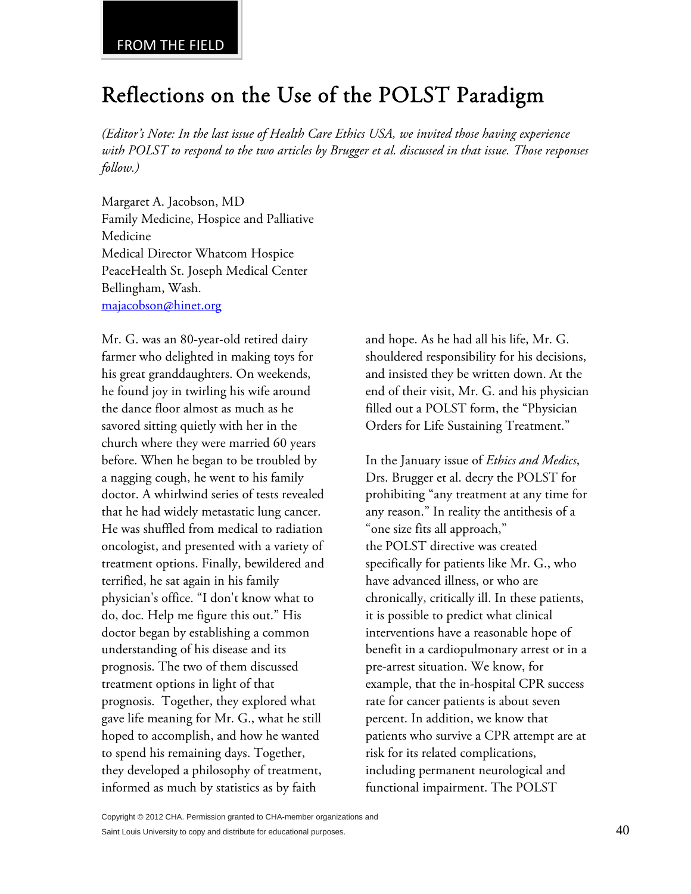FROM THE FIELD

# Reflections on the Use of the POLST Paradigm

*(Editor's Note: In the last issue of Health Care Ethics USA, we invited those having experience with POLST to respond to the two articles by Brugger et al. discussed in that issue. Those responses follow.)*

Margaret A. Jacobson, MD
Family Medicine, Hospice and Palliative Medicine
Medical Director Whatcom Hospice
PeaceHealth St. Joseph Medical Center
Bellingham, Wash.
majacobson@hinet.org

Mr. G. was an 80-year-old retired dairy farmer who delighted in making toys for his great granddaughters. On weekends, he found joy in twirling his wife around the dance floor almost as much as he savored sitting quietly with her in the church where they were married 60 years before. When he began to be troubled by a nagging cough, he went to his family doctor. A whirlwind series of tests revealed that he had widely metastatic lung cancer. He was shuffled from medical to radiation oncologist, and presented with a variety of treatment options. Finally, bewildered and terrified, he sat again in his family physician's office. "I don't know what to do, doc. Help me figure this out." His doctor began by establishing a common understanding of his disease and its prognosis. The two of them discussed treatment options in light of that prognosis. Together, they explored what gave life meaning for Mr. G., what he still hoped to accomplish, and how he wanted to spend his remaining days. Together, they developed a philosophy of treatment, informed as much by statistics as by faith and hope. As he had all his life, Mr. G. shouldered responsibility for his decisions, and insisted they be written down. At the end of their visit, Mr. G. and his physician filled out a POLST form, the "Physician Orders for Life Sustaining Treatment."

In the January issue of *Ethics and Medics*, Drs. Brugger et al. decry the POLST for prohibiting "any treatment at any time for any reason." In reality the antithesis of a "one size fits all approach," the POLST directive was created specifically for patients like Mr. G., who have advanced illness, or who are chronically, critically ill. In these patients, it is possible to predict what clinical interventions have a reasonable hope of benefit in a cardiopulmonary arrest or in a pre-arrest situation. We know, for example, that the in-hospital CPR success rate for cancer patients is about seven percent. In addition, we know that patients who survive a CPR attempt are at risk for its related complications, including permanent neurological and functional impairment. The POLST

Copyright © 2012 CHA. Permission granted to CHA-member organizations and Saint Louis University to copy and distribute for educational purposes.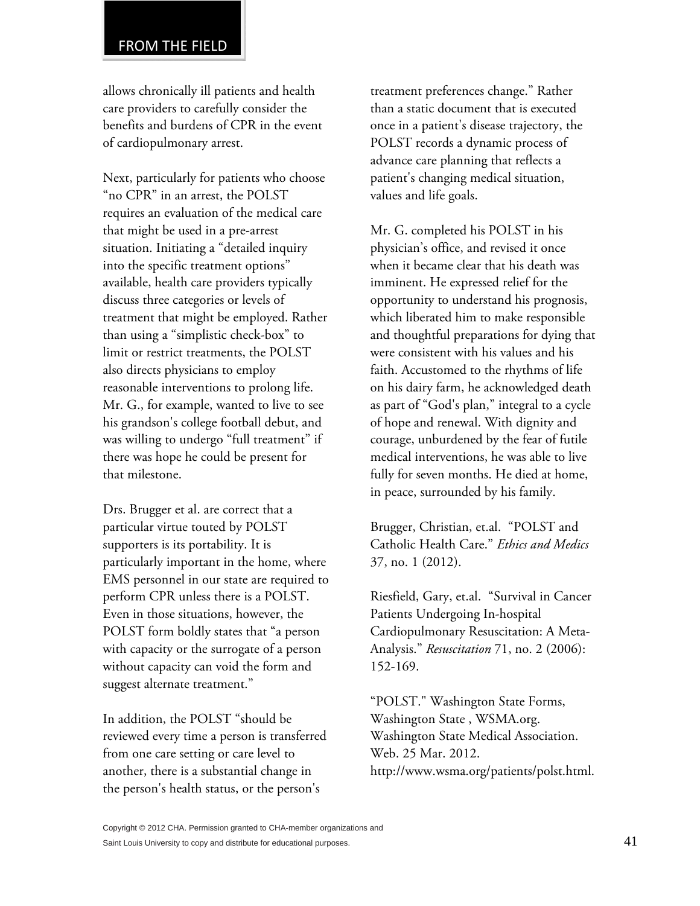allows chronically ill patients and health care providers to carefully consider the benefits and burdens of CPR in the event of cardiopulmonary arrest.

Next, particularly for patients who choose "no CPR" in an arrest, the POLST requires an evaluation of the medical care that might be used in a pre-arrest situation. Initiating a "detailed inquiry into the specific treatment options" available, health care providers typically discuss three categories or levels of treatment that might be employed. Rather than using a "simplistic check-box" to limit or restrict treatments, the POLST also directs physicians to employ reasonable interventions to prolong life. Mr. G., for example, wanted to live to see his grandson's college football debut, and was willing to undergo "full treatment" if there was hope he could be present for that milestone.

Drs. Brugger et al. are correct that a particular virtue touted by POLST supporters is its portability. It is particularly important in the home, where EMS personnel in our state are required to perform CPR unless there is a POLST. Even in those situations, however, the POLST form boldly states that "a person with capacity or the surrogate of a person without capacity can void the form and suggest alternate treatment."

In addition, the POLST "should be reviewed every time a person is transferred from one care setting or care level to another, there is a substantial change in the person's health status, or the person's treatment preferences change." Rather than a static document that is executed once in a patient's disease trajectory, the POLST records a dynamic process of advance care planning that reflects a patient's changing medical situation, values and life goals.

Mr. G. completed his POLST in his physician's office, and revised it once when it became clear that his death was imminent. He expressed relief for the opportunity to understand his prognosis, which liberated him to make responsible and thoughtful preparations for dying that were consistent with his values and his faith. Accustomed to the rhythms of life on his dairy farm, he acknowledged death as part of "God's plan," integral to a cycle of hope and renewal. With dignity and courage, unburdened by the fear of futile medical interventions, he was able to live fully for seven months. He died at home, in peace, surrounded by his family.

Brugger, Christian, et.al. "POLST and Catholic Health Care." *Ethics and Medics* 37, no. 1 (2012).

Riesfield, Gary, et.al. "Survival in Cancer Patients Undergoing In-hospital Cardiopulmonary Resuscitation: A Meta-Analysis." *Resuscitation* 71, no. 2 (2006): 152-169.

"POLST." Washington State Forms, Washington State , WSMA.org. Washington State Medical Association. Web. 25 Mar. 2012. http://www.wsma.org/patients/polst.html.

Copyright © 2012 CHA. Permission granted to CHA-member organizations and Saint Louis University to copy and distribute for educational purposes.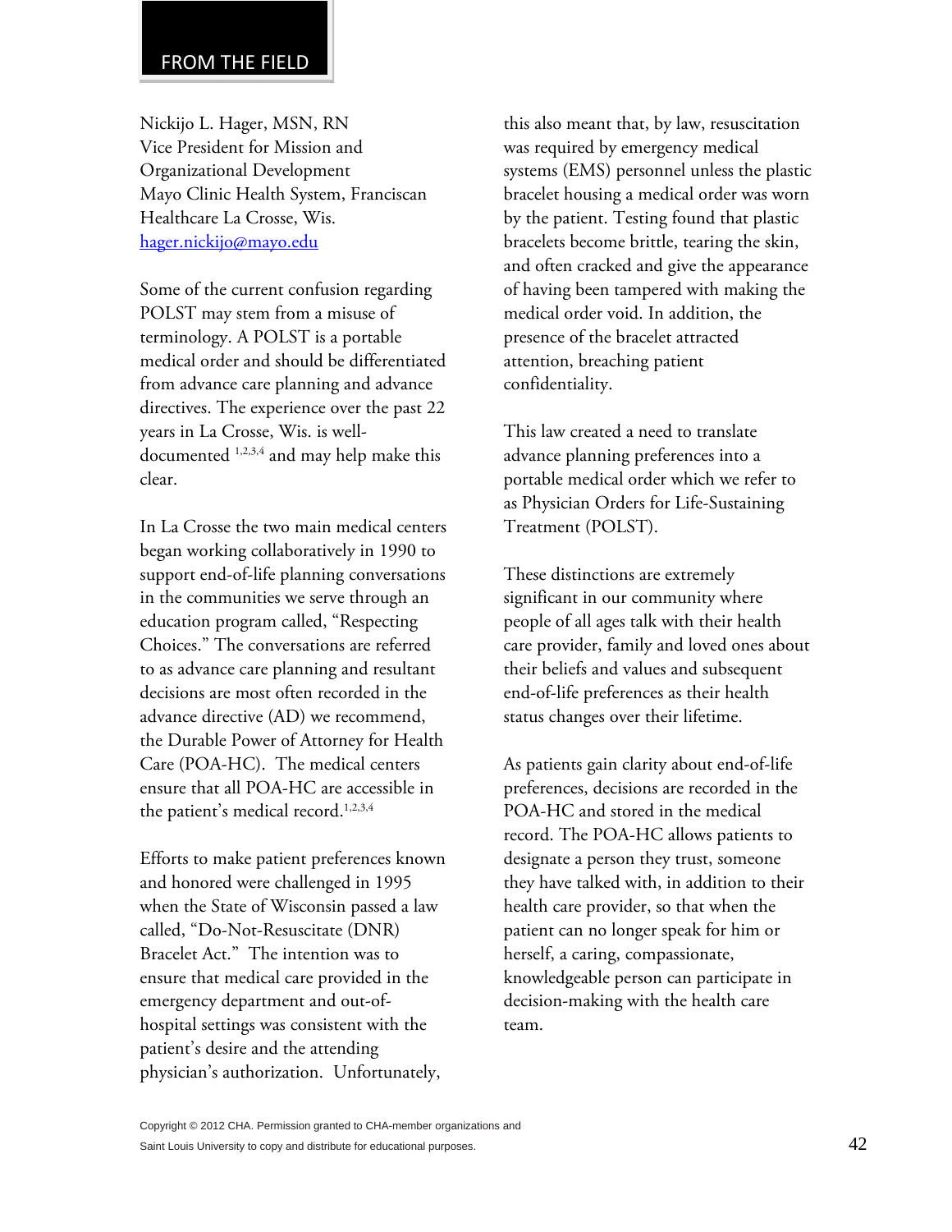## FROM THE FIELD

Nickijo L. Hager, MSN, RN
Vice President for Mission and Organizational Development
Mayo Clinic Health System, Franciscan Healthcare La Crosse, Wis.
hager.nickijo@mayo.edu

Some of the current confusion regarding POLST may stem from a misuse of terminology. A POLST is a portable medical order and should be differentiated from advance care planning and advance directives. The experience over the past 22 years in La Crosse, Wis. is well-documented [1,2,3,4] and may help make this clear.

In La Crosse the two main medical centers began working collaboratively in 1990 to support end-of-life planning conversations in the communities we serve through an education program called, "Respecting Choices." The conversations are referred to as advance care planning and resultant decisions are most often recorded in the advance directive (AD) we recommend, the Durable Power of Attorney for Health Care (POA-HC). The medical centers ensure that all POA-HC are accessible in the patient's medical record.[1,2,3,4]

Efforts to make patient preferences known and honored were challenged in 1995 when the State of Wisconsin passed a law called, "Do-Not-Resuscitate (DNR) Bracelet Act." The intention was to ensure that medical care provided in the emergency department and out-of-hospital settings was consistent with the patient's desire and the attending physician's authorization. Unfortunately, this also meant that, by law, resuscitation was required by emergency medical systems (EMS) personnel unless the plastic bracelet housing a medical order was worn by the patient. Testing found that plastic bracelets become brittle, tearing the skin, and often cracked and give the appearance of having been tampered with making the medical order void. In addition, the presence of the bracelet attracted attention, breaching patient confidentiality.

This law created a need to translate advance planning preferences into a portable medical order which we refer to as Physician Orders for Life-Sustaining Treatment (POLST).

These distinctions are extremely significant in our community where people of all ages talk with their health care provider, family and loved ones about their beliefs and values and subsequent end-of-life preferences as their health status changes over their lifetime.

As patients gain clarity about end-of-life preferences, decisions are recorded in the POA-HC and stored in the medical record. The POA-HC allows patients to designate a person they trust, someone they have talked with, in addition to their health care provider, so that when the patient can no longer speak for him or herself, a caring, compassionate, knowledgeable person can participate in decision-making with the health care team.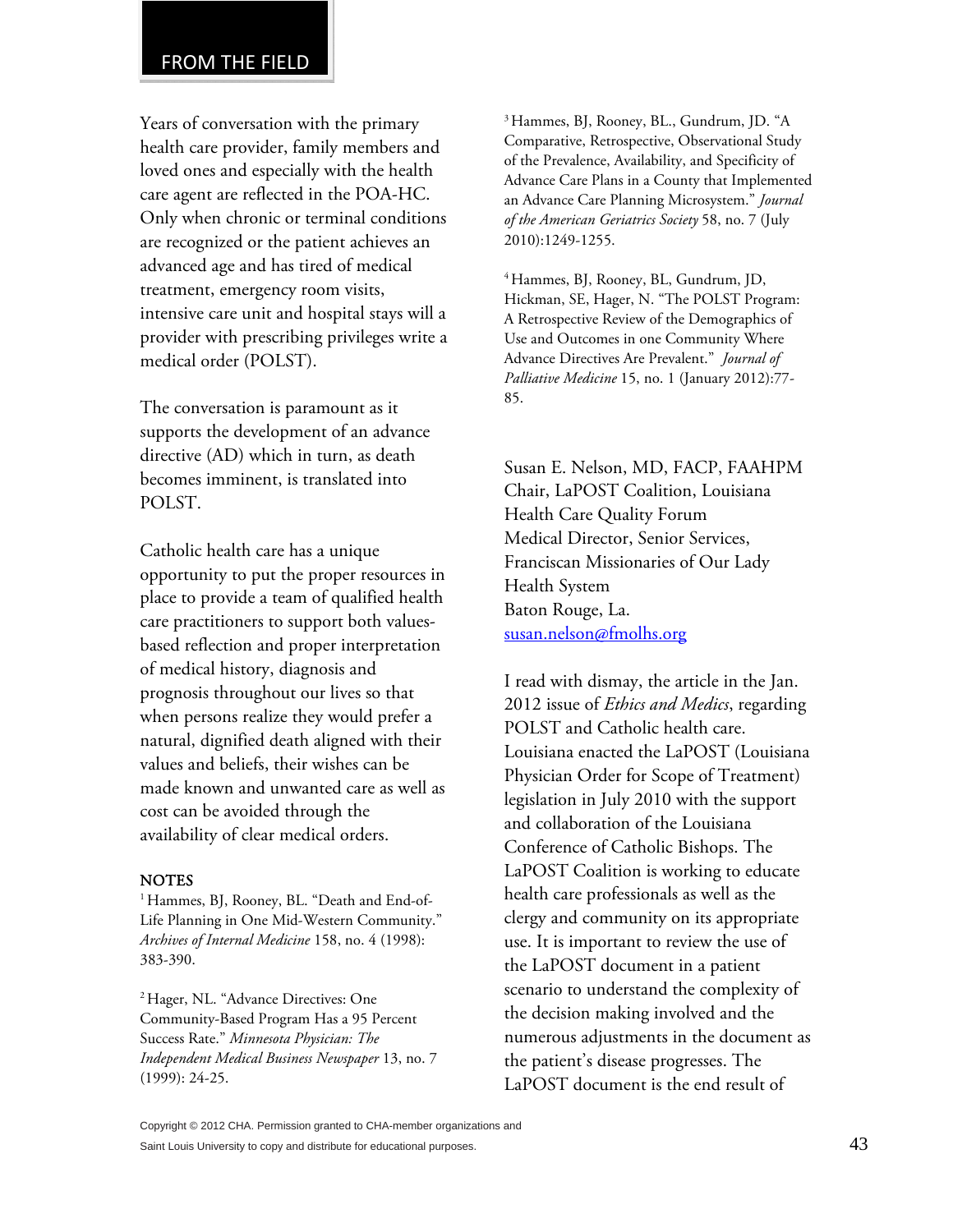Years of conversation with the primary health care provider, family members and loved ones and especially with the health care agent are reflected in the POA-HC. Only when chronic or terminal conditions are recognized or the patient achieves an advanced age and has tired of medical treatment, emergency room visits, intensive care unit and hospital stays will a provider with prescribing privileges write a medical order (POLST).

The conversation is paramount as it supports the development of an advance directive (AD) which in turn, as death becomes imminent, is translated into POLST.

Catholic health care has a unique opportunity to put the proper resources in place to provide a team of qualified health care practitioners to support both values-based reflection and proper interpretation of medical history, diagnosis and prognosis throughout our lives so that when persons realize they would prefer a natural, dignified death aligned with their values and beliefs, their wishes can be made known and unwanted care as well as cost can be avoided through the availability of clear medical orders.

**NOTES**

[1] Hammes, BJ, Rooney, BL. "Death and End-of-Life Planning in One Mid-Western Community." *Archives of Internal Medicine* 158, no. 4 (1998): 383-390.

[2] Hager, NL. "Advance Directives: One Community-Based Program Has a 95 Percent Success Rate." *Minnesota Physician: The Independent Medical Business Newspaper* 13, no. 7 (1999): 24-25.

[3] Hammes, BJ, Rooney, BL., Gundrum, JD. "A Comparative, Retrospective, Observational Study of the Prevalence, Availability, and Specificity of Advance Care Plans in a County that Implemented an Advance Care Planning Microsystem." *Journal of the American Geriatrics Society* 58, no. 7 (July 2010):1249-1255.

[4] Hammes, BJ, Rooney, BL, Gundrum, JD, Hickman, SE, Hager, N. "The POLST Program: A Retrospective Review of the Demographics of Use and Outcomes in one Community Where Advance Directives Are Prevalent." *Journal of Palliative Medicine* 15, no. 1 (January 2012):77-85.

Susan E. Nelson, MD, FACP, FAAHPM
Chair, LaPOST Coalition, Louisiana Health Care Quality Forum
Medical Director, Senior Services, Franciscan Missionaries of Our Lady Health System
Baton Rouge, La.
susan.nelson@fmolhs.org

I read with dismay, the article in the Jan. 2012 issue of *Ethics and Medics*, regarding POLST and Catholic health care. Louisiana enacted the LaPOST (Louisiana Physician Order for Scope of Treatment) legislation in July 2010 with the support and collaboration of the Louisiana Conference of Catholic Bishops. The LaPOST Coalition is working to educate health care professionals as well as the clergy and community on its appropriate use. It is important to review the use of the LaPOST document in a patient scenario to understand the complexity of the decision making involved and the numerous adjustments in the document as the patient's disease progresses. The LaPOST document is the end result of

Copyright © 2012 CHA. Permission granted to CHA-member organizations and Saint Louis University to copy and distribute for educational purposes.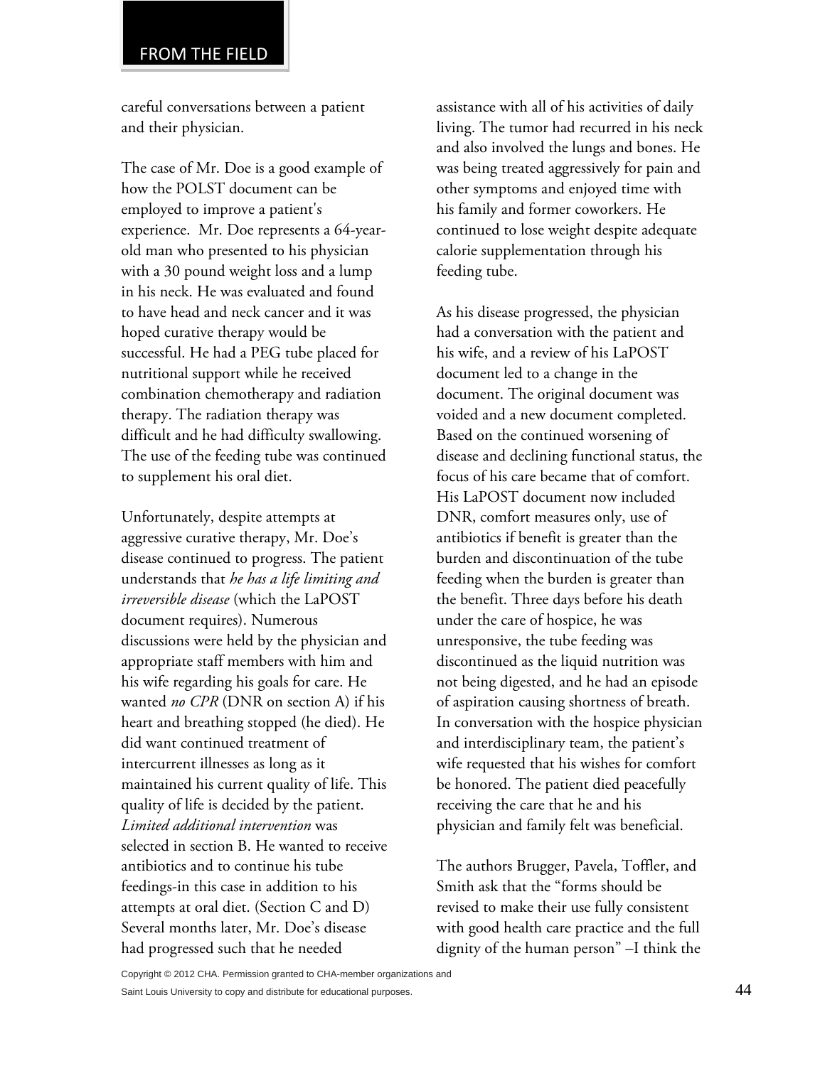careful conversations between a patient and their physician.

The case of Mr. Doe is a good example of how the POLST document can be employed to improve a patient's experience. Mr. Doe represents a 64-year-old man who presented to his physician with a 30 pound weight loss and a lump in his neck. He was evaluated and found to have head and neck cancer and it was hoped curative therapy would be successful. He had a PEG tube placed for nutritional support while he received combination chemotherapy and radiation therapy. The radiation therapy was difficult and he had difficulty swallowing. The use of the feeding tube was continued to supplement his oral diet.

Unfortunately, despite attempts at aggressive curative therapy, Mr. Doe's disease continued to progress. The patient understands that *he has a life limiting and irreversible disease* (which the LaPOST document requires). Numerous discussions were held by the physician and appropriate staff members with him and his wife regarding his goals for care. He wanted *no CPR* (DNR on section A) if his heart and breathing stopped (he died). He did want continued treatment of intercurrent illnesses as long as it maintained his current quality of life. This quality of life is decided by the patient. *Limited additional intervention* was selected in section B. He wanted to receive antibiotics and to continue his tube feedings-in this case in addition to his attempts at oral diet. (Section C and D) Several months later, Mr. Doe's disease had progressed such that he needed assistance with all of his activities of daily living. The tumor had recurred in his neck and also involved the lungs and bones. He was being treated aggressively for pain and other symptoms and enjoyed time with his family and former coworkers. He continued to lose weight despite adequate calorie supplementation through his feeding tube.

As his disease progressed, the physician had a conversation with the patient and his wife, and a review of his LaPOST document led to a change in the document. The original document was voided and a new document completed. Based on the continued worsening of disease and declining functional status, the focus of his care became that of comfort. His LaPOST document now included DNR, comfort measures only, use of antibiotics if benefit is greater than the burden and discontinuation of the tube feeding when the burden is greater than the benefit. Three days before his death under the care of hospice, he was unresponsive, the tube feeding was discontinued as the liquid nutrition was not being digested, and he had an episode of aspiration causing shortness of breath. In conversation with the hospice physician and interdisciplinary team, the patient's wife requested that his wishes for comfort be honored. The patient died peacefully receiving the care that he and his physician and family felt was beneficial.

The authors Brugger, Pavela, Toffler, and Smith ask that the "forms should be revised to make their use fully consistent with good health care practice and the full dignity of the human person" –I think the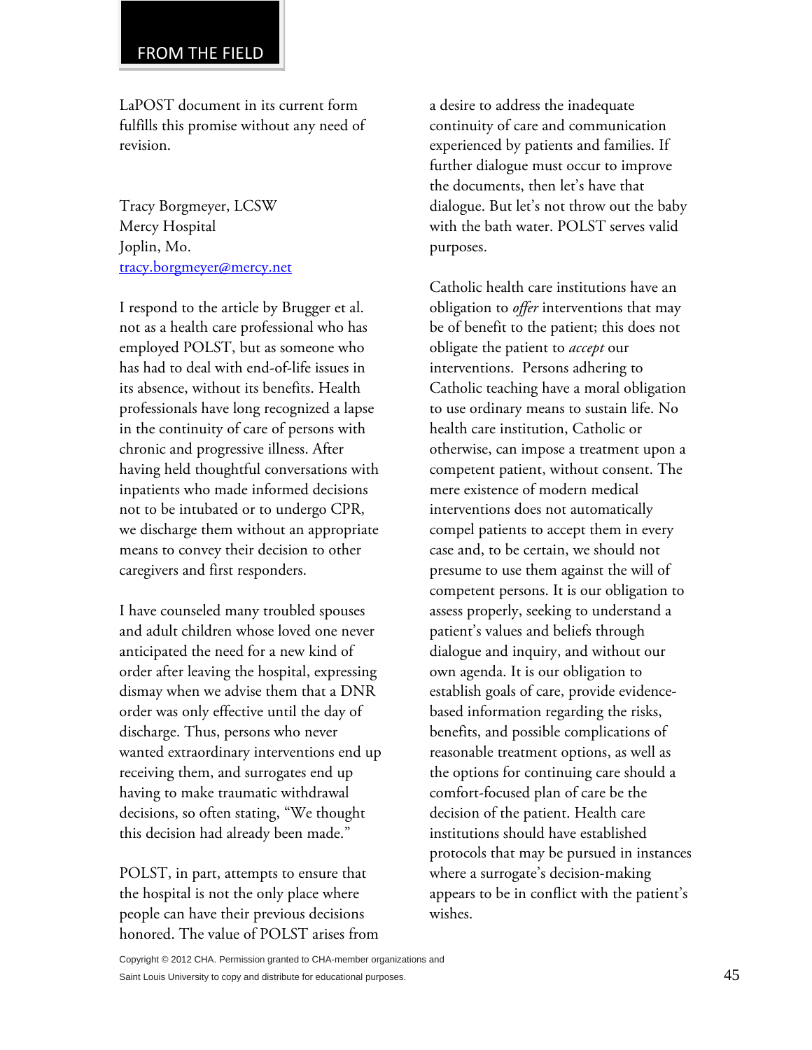LaPOST document in its current form fulfills this promise without any need of revision.

Tracy Borgmeyer, LCSW
Mercy Hospital
Joplin, Mo.
tracy.borgmeyer@mercy.net

I respond to the article by Brugger et al. not as a health care professional who has employed POLST, but as someone who has had to deal with end-of-life issues in its absence, without its benefits. Health professionals have long recognized a lapse in the continuity of care of persons with chronic and progressive illness. After having held thoughtful conversations with inpatients who made informed decisions not to be intubated or to undergo CPR, we discharge them without an appropriate means to convey their decision to other caregivers and first responders.

I have counseled many troubled spouses and adult children whose loved one never anticipated the need for a new kind of order after leaving the hospital, expressing dismay when we advise them that a DNR order was only effective until the day of discharge. Thus, persons who never wanted extraordinary interventions end up receiving them, and surrogates end up having to make traumatic withdrawal decisions, so often stating, "We thought this decision had already been made."

POLST, in part, attempts to ensure that the hospital is not the only place where people can have their previous decisions honored. The value of POLST arises from a desire to address the inadequate continuity of care and communication experienced by patients and families. If further dialogue must occur to improve the documents, then let's have that dialogue. But let's not throw out the baby with the bath water. POLST serves valid purposes.

Catholic health care institutions have an obligation to *offer* interventions that may be of benefit to the patient; this does not obligate the patient to *accept* our interventions. Persons adhering to Catholic teaching have a moral obligation to use ordinary means to sustain life. No health care institution, Catholic or otherwise, can impose a treatment upon a competent patient, without consent. The mere existence of modern medical interventions does not automatically compel patients to accept them in every case and, to be certain, we should not presume to use them against the will of competent persons. It is our obligation to assess properly, seeking to understand a patient's values and beliefs through dialogue and inquiry, and without our own agenda. It is our obligation to establish goals of care, provide evidence-based information regarding the risks, benefits, and possible complications of reasonable treatment options, as well as the options for continuing care should a comfort-focused plan of care be the decision of the patient. Health care institutions should have established protocols that may be pursued in instances where a surrogate's decision-making appears to be in conflict with the patient's wishes.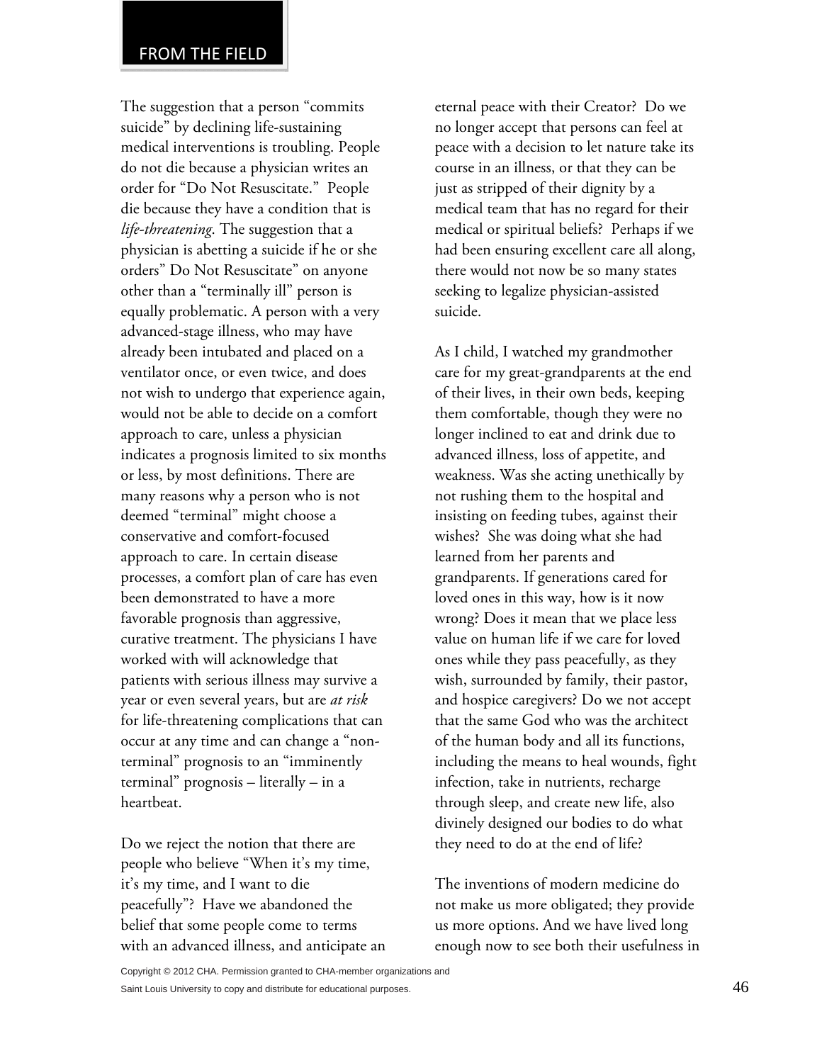FROM THE FIELD

The suggestion that a person "commits suicide" by declining life-sustaining medical interventions is troubling. People do not die because a physician writes an order for "Do Not Resuscitate." People die because they have a condition that is *life-threatening*. The suggestion that a physician is abetting a suicide if he or she orders" Do Not Resuscitate" on anyone other than a "terminally ill" person is equally problematic. A person with a very advanced-stage illness, who may have already been intubated and placed on a ventilator once, or even twice, and does not wish to undergo that experience again, would not be able to decide on a comfort approach to care, unless a physician indicates a prognosis limited to six months or less, by most definitions. There are many reasons why a person who is not deemed "terminal" might choose a conservative and comfort-focused approach to care. In certain disease processes, a comfort plan of care has even been demonstrated to have a more favorable prognosis than aggressive, curative treatment. The physicians I have worked with will acknowledge that patients with serious illness may survive a year or even several years, but are *at risk* for life-threatening complications that can occur at any time and can change a "non-terminal" prognosis to an "imminently terminal" prognosis – literally – in a heartbeat.

Do we reject the notion that there are people who believe "When it's my time, it's my time, and I want to die peacefully"? Have we abandoned the belief that some people come to terms with an advanced illness, and anticipate an eternal peace with their Creator? Do we no longer accept that persons can feel at peace with a decision to let nature take its course in an illness, or that they can be just as stripped of their dignity by a medical team that has no regard for their medical or spiritual beliefs? Perhaps if we had been ensuring excellent care all along, there would not now be so many states seeking to legalize physician-assisted suicide.

As I child, I watched my grandmother care for my great-grandparents at the end of their lives, in their own beds, keeping them comfortable, though they were no longer inclined to eat and drink due to advanced illness, loss of appetite, and weakness. Was she acting unethically by not rushing them to the hospital and insisting on feeding tubes, against their wishes? She was doing what she had learned from her parents and grandparents. If generations cared for loved ones in this way, how is it now wrong? Does it mean that we place less value on human life if we care for loved ones while they pass peacefully, as they wish, surrounded by family, their pastor, and hospice caregivers? Do we not accept that the same God who was the architect of the human body and all its functions, including the means to heal wounds, fight infection, take in nutrients, recharge through sleep, and create new life, also divinely designed our bodies to do what they need to do at the end of life?

The inventions of modern medicine do not make us more obligated; they provide us more options. And we have lived long enough now to see both their usefulness in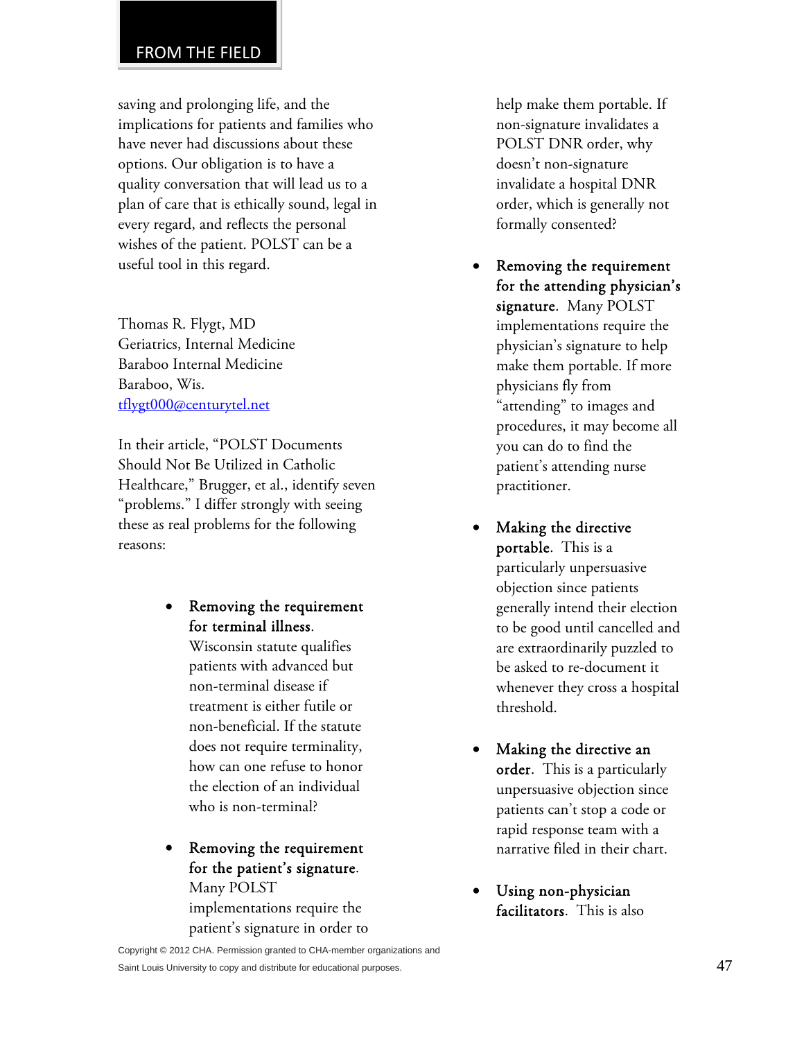saving and prolonging life, and the implications for patients and families who have never had discussions about these options. Our obligation is to have a quality conversation that will lead us to a plan of care that is ethically sound, legal in every regard, and reflects the personal wishes of the patient. POLST can be a useful tool in this regard.

Thomas R. Flygt, MD
Geriatrics, Internal Medicine
Baraboo Internal Medicine
Baraboo, Wis.
[tflygt000@centurytel.net](mailto:tflygt000@centurytel.net)

In their article, "POLST Documents Should Not Be Utilized in Catholic Healthcare," Brugger, et al., identify seven "problems." I differ strongly with seeing these as real problems for the following reasons:

- **Removing the requirement for terminal illness**. Wisconsin statute qualifies patients with advanced but non-terminal disease if treatment is either futile or non-beneficial. If the statute does not require terminality, how can one refuse to honor the election of an individual who is non-terminal?

- **Removing the requirement for the patient's signature**. Many POLST implementations require the patient's signature in order to help make them portable. If non-signature invalidates a POLST DNR order, why doesn't non-signature invalidate a hospital DNR order, which is generally not formally consented?

- **Removing the requirement for the attending physician's signature**. Many POLST implementations require the physician's signature to help make them portable. If more physicians fly from "attending" to images and procedures, it may become all you can do to find the patient's attending nurse practitioner.

- **Making the directive portable**. This is a particularly unpersuasive objection since patients generally intend their election to be good until cancelled and are extraordinarily puzzled to be asked to re-document it whenever they cross a hospital threshold.

- **Making the directive an order**. This is a particularly unpersuasive objection since patients can't stop a code or rapid response team with a narrative filed in their chart.

- **Using non-physician facilitators**. This is also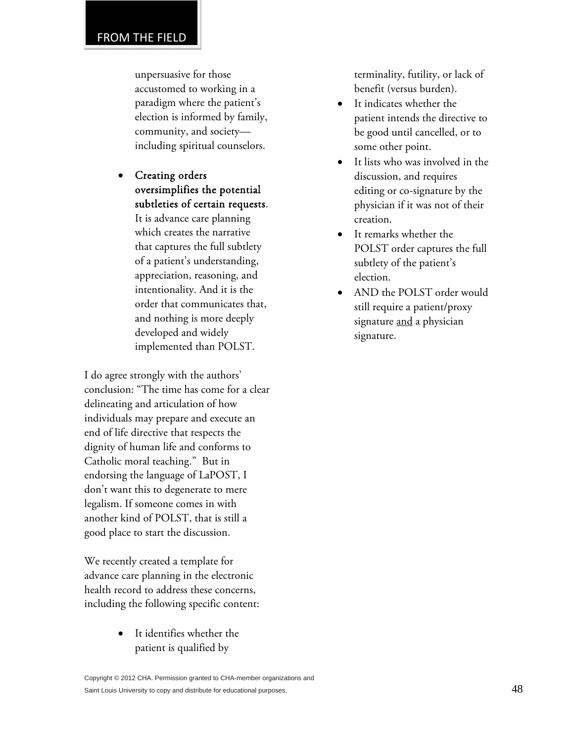unpersuasive for those accustomed to working in a paradigm where the patient's election is informed by family, community, and society—including spiritual counselors.

- Creating orders oversimplifies the potential subtleties of certain requests. It is advance care planning which creates the narrative that captures the full subtlety of a patient's understanding, appreciation, reasoning, and intentionality. And it is the order that communicates that, and nothing is more deeply developed and widely implemented than POLST.

I do agree strongly with the authors' conclusion: "The time has come for a clear delineating and articulation of how individuals may prepare and execute an end of life directive that respects the dignity of human life and conforms to Catholic moral teaching." But in endorsing the language of LaPOST, I don't want this to degenerate to mere legalism. If someone comes in with another kind of POLST, that is still a good place to start the discussion.

We recently created a template for advance care planning in the electronic health record to address these concerns, including the following specific content:

- It identifies whether the patient is qualified by terminality, futility, or lack of benefit (versus burden).
- It indicates whether the patient intends the directive to be good until cancelled, or to some other point.
- It lists who was involved in the discussion, and requires editing or co-signature by the physician if it was not of their creation.
- It remarks whether the POLST order captures the full subtlety of the patient's election.
- AND the POLST order would still require a patient/proxy signature <u>and</u> a physician signature.

Copyright © 2012 CHA. Permission granted to CHA-member organizations and Saint Louis University to copy and distribute for educational purposes.